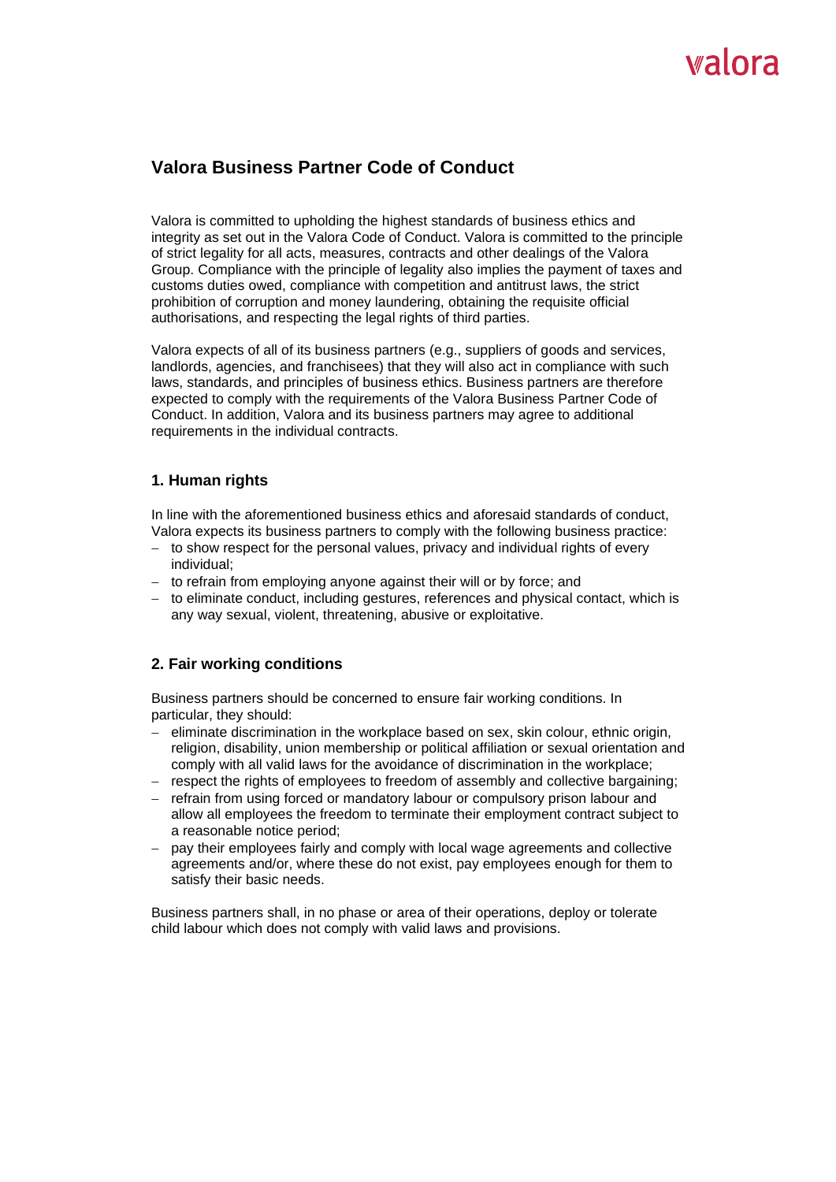# Valora Business Partner Code of Conduct

Valora is committed to upholding the highest standards of business ethics and integrity as set out in the Valora Code of Conduct. Valora is committed to the principle of strict legality for all acts, measures, contracts and other dealings of the Valora Group. Compliance with the principle of legality also implies the payment of taxes and customs duties owed, compliance with competition and antitrust laws, the strict prohibition of corruption and money laundering, obtaining the requisite official authorisations, and respecting the legal rights of third parties.

Valora expects of all of its business partners (e.g., suppliers of goods and services, landlords, agencies, and franchisees) that they will also act in compliance with such laws, standards, and principles of business ethics. Business partners are therefore expected to comply with the requirements of the Valora Business Partner Code of Conduct. In addition, Valora and its business partners may agree to additional requirements in the individual contracts.

## 1. Human rights

In line with the aforementioned business ethics and aforesaid standards of conduct, Valora expects its business partners to comply with the following business practice:

- to show respect for the personal values, privacy and individual rights of every individual;
- to refrain from employing anyone against their will or by force; and
- to eliminate conduct, including gestures, references and physical contact, which is any way sexual, violent, threatening, abusive or exploitative.

## 2. Fair working conditions

Business partners should be concerned to ensure fair working conditions. In particular, they should:

- eliminate discrimination in the workplace based on sex, skin colour, ethnic origin, religion, disability, union membership or political affiliation or sexual orientation and comply with all valid laws for the avoidance of discrimination in the workplace;
- respect the rights of employees to freedom of assembly and collective bargaining;
- refrain from using forced or mandatory labour or compulsory prison labour and allow all employees the freedom to terminate their employment contract subject to a reasonable notice period;
- pay their employees fairly and comply with local wage agreements and collective agreements and/or, where these do not exist, pay employees enough for them to satisfy their basic needs.

Business partners shall, in no phase or area of their operations, deploy or tolerate child labour which does not comply with valid laws and provisions.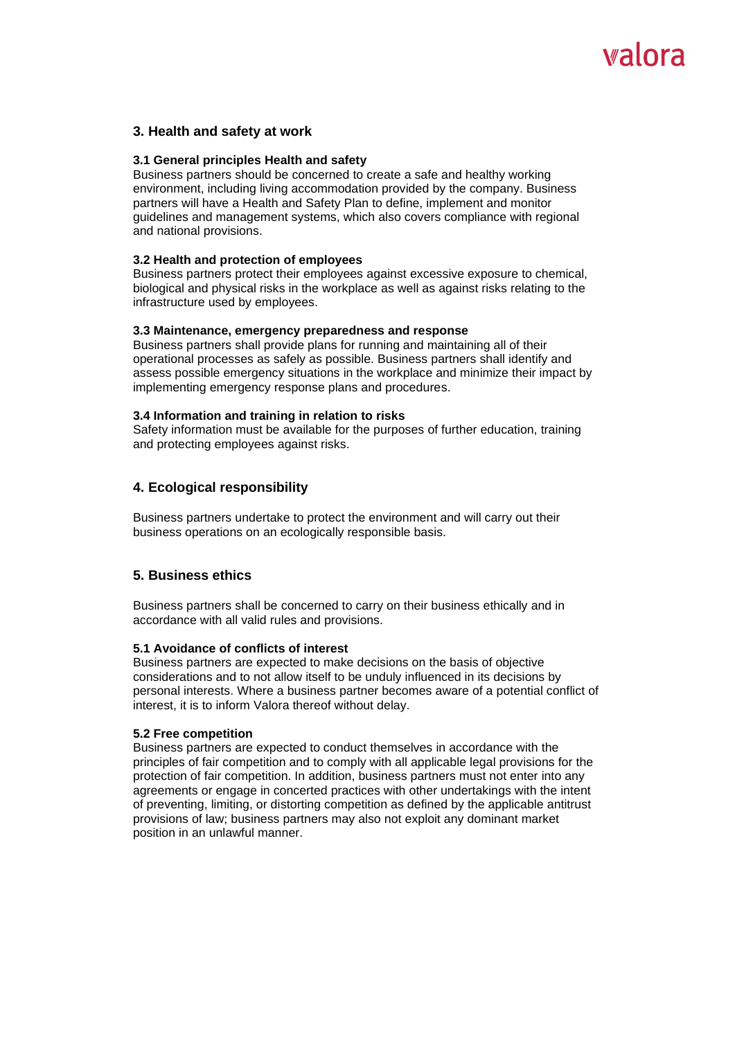## 3. Health and safety at work

### 3.1 General principles Health and safety

Business partners should be concerned to create a safe and healthy working environment, including living accommodation provided by the company. Business partners will have a Health and Safety Plan to define, implement and monitor guidelines and management systems, which also covers compliance with regional and national provisions.

### 3.2 Health and protection of employees

Business partners protect their employees against excessive exposure to chemical, biological and physical risks in the workplace as well as against risks relating to the infrastructure used by employees.

### 3.3 Maintenance, emergency preparedness and response

Business partners shall provide plans for running and maintaining all of their operational processes as safely as possible. Business partners shall identify and assess possible emergency situations in the workplace and minimize their impact by implementing emergency response plans and procedures.

### 3.4 Information and training in relation to risks

Safety information must be available for the purposes of further education, training and protecting employees against risks.

## 4. Ecological responsibility

Business partners undertake to protect the environment and will carry out their business operations on an ecologically responsible basis.

## 5. Business ethics

Business partners shall be concerned to carry on their business ethically and in accordance with all valid rules and provisions.

### 5.1 Avoidance of conflicts of interest

Business partners are expected to make decisions on the basis of objective considerations and to not allow itself to be unduly influenced in its decisions by personal interests. Where a business partner becomes aware of a potential conflict of interest, it is to inform Valora thereof without delay.

### 5.2 Free competition

Business partners are expected to conduct themselves in accordance with the principles of fair competition and to comply with all applicable legal provisions for the protection of fair competition. In addition, business partners must not enter into any agreements or engage in concerted practices with other undertakings with the intent of preventing, limiting, or distorting competition as defined by the applicable antitrust provisions of law; business partners may also not exploit any dominant market position in an unlawful manner.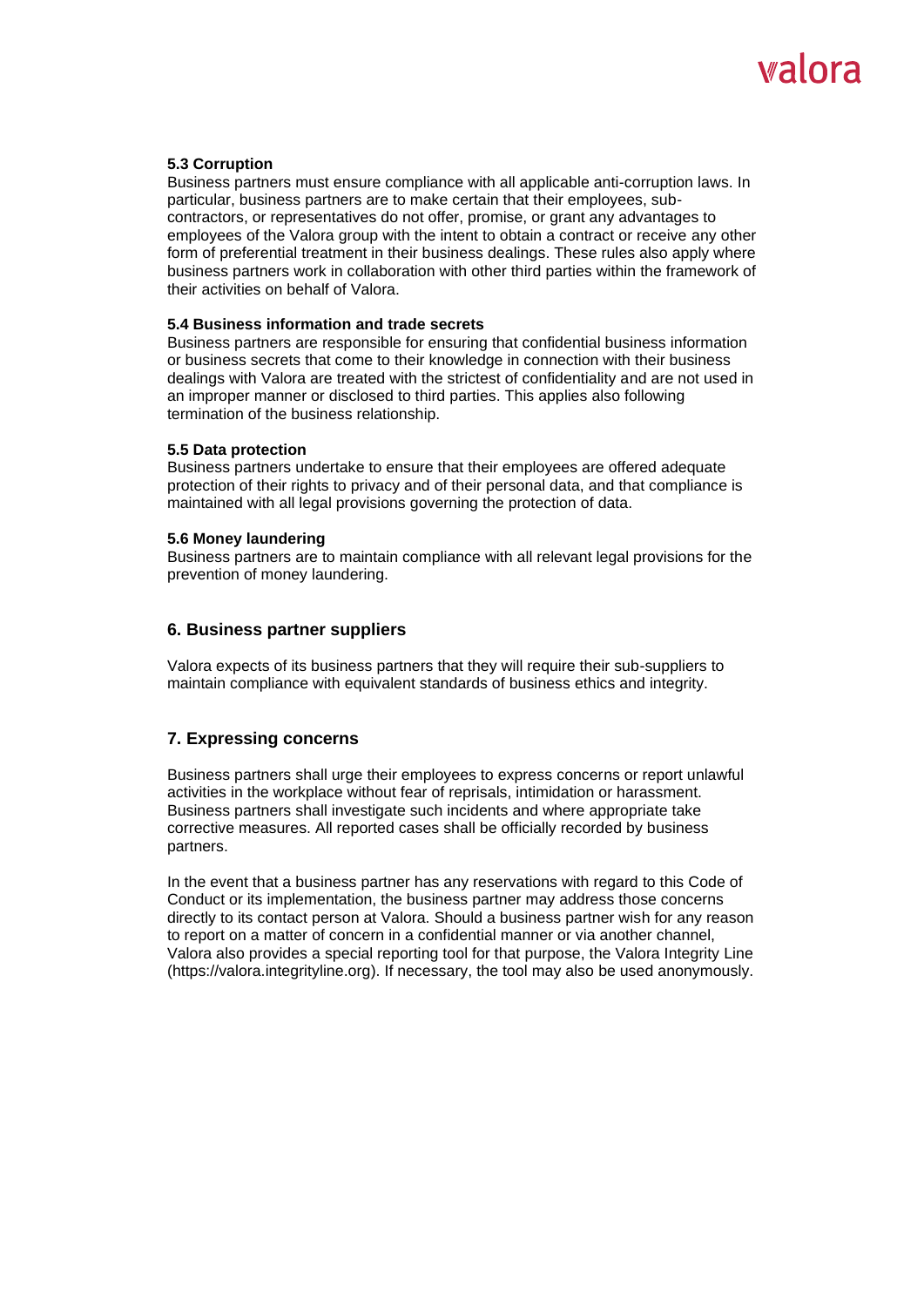### 5.3 Corruption

Business partners must ensure compliance with all applicable anti-corruption laws. In particular, business partners are to make certain that their employees, sub-contractors, or representatives do not offer, promise, or grant any advantages to employees of the Valora group with the intent to obtain a contract or receive any other form of preferential treatment in their business dealings. These rules also apply where business partners work in collaboration with other third parties within the framework of their activities on behalf of Valora.

### 5.4 Business information and trade secrets

Business partners are responsible for ensuring that confidential business information or business secrets that come to their knowledge in connection with their business dealings with Valora are treated with the strictest of confidentiality and are not used in an improper manner or disclosed to third parties. This applies also following termination of the business relationship.

### 5.5 Data protection

Business partners undertake to ensure that their employees are offered adequate protection of their rights to privacy and of their personal data, and that compliance is maintained with all legal provisions governing the protection of data.

### 5.6 Money laundering

Business partners are to maintain compliance with all relevant legal provisions for the prevention of money laundering.

## 6. Business partner suppliers

Valora expects of its business partners that they will require their sub-suppliers to maintain compliance with equivalent standards of business ethics and integrity.

## 7. Expressing concerns

Business partners shall urge their employees to express concerns or report unlawful activities in the workplace without fear of reprisals, intimidation or harassment. Business partners shall investigate such incidents and where appropriate take corrective measures. All reported cases shall be officially recorded by business partners.

In the event that a business partner has any reservations with regard to this Code of Conduct or its implementation, the business partner may address those concerns directly to its contact person at Valora. Should a business partner wish for any reason to report on a matter of concern in a confidential manner or via another channel, Valora also provides a special reporting tool for that purpose, the Valora Integrity Line (https://valora.integrityline.org). If necessary, the tool may also be used anonymously.